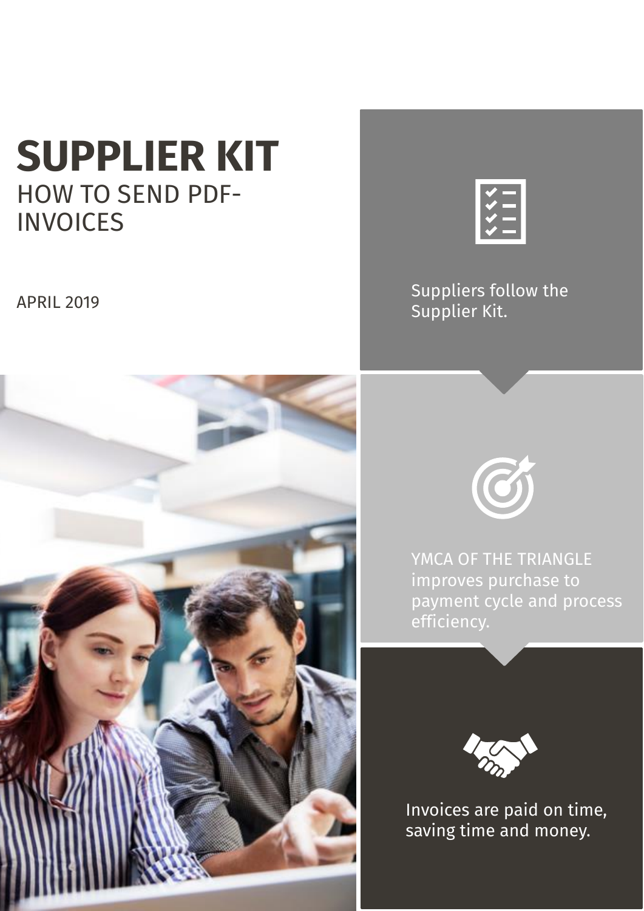# SUPPLIER KIT

## HOW TO SEND PDF-INVOICES

APRIL 2019

Suppliers follow the Supplier Kit.

YMCA OF THE TRIANGLE improves purchase to payment cycle and process efficiency.

Invoices are paid on time, saving time and money.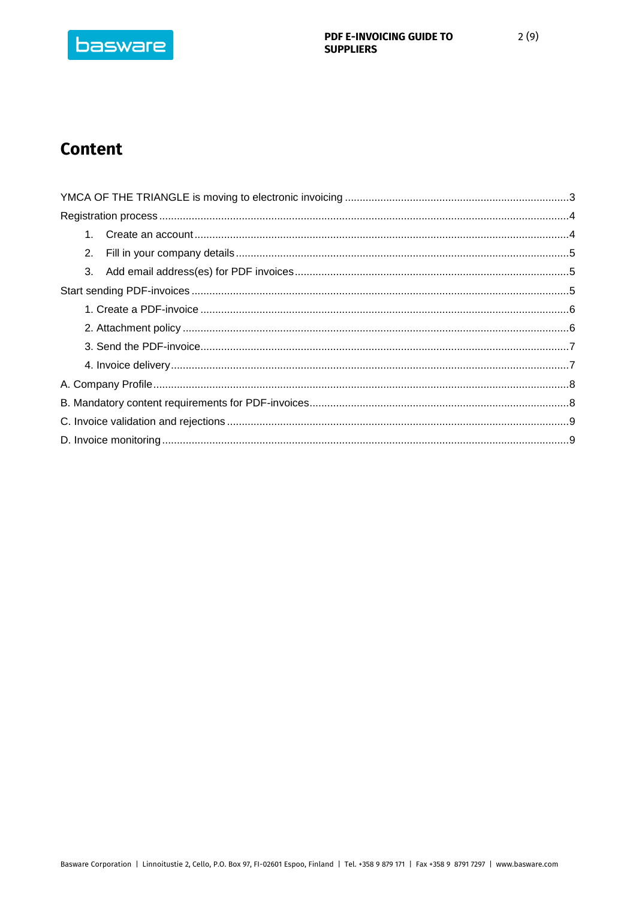# Content

YMCA OF THE TRIANGLE is moving to electronic invoicing .......................................................................... 3

Registration process .................................................................................................................................. 4

1. Create an account .............................................................................................................................. 4
2. Fill in your company details ............................................................................................................... 5
3. Add email address(es) for PDF invoices ............................................................................................ 5

Start sending PDF-invoices ........................................................................................................................ 5

1. Create a PDF-invoice ............................................................................................................................ 6
2. Attachment policy ................................................................................................................................. 6
3. Send the PDF-invoice ............................................................................................................................ 7
4. Invoice delivery ..................................................................................................................................... 7

A. Company Profile ..................................................................................................................................... 8

B. Mandatory content requirements for PDF-invoices ................................................................................ 8

C. Invoice validation and rejections ............................................................................................................ 9

D. Invoice monitoring .................................................................................................................................. 9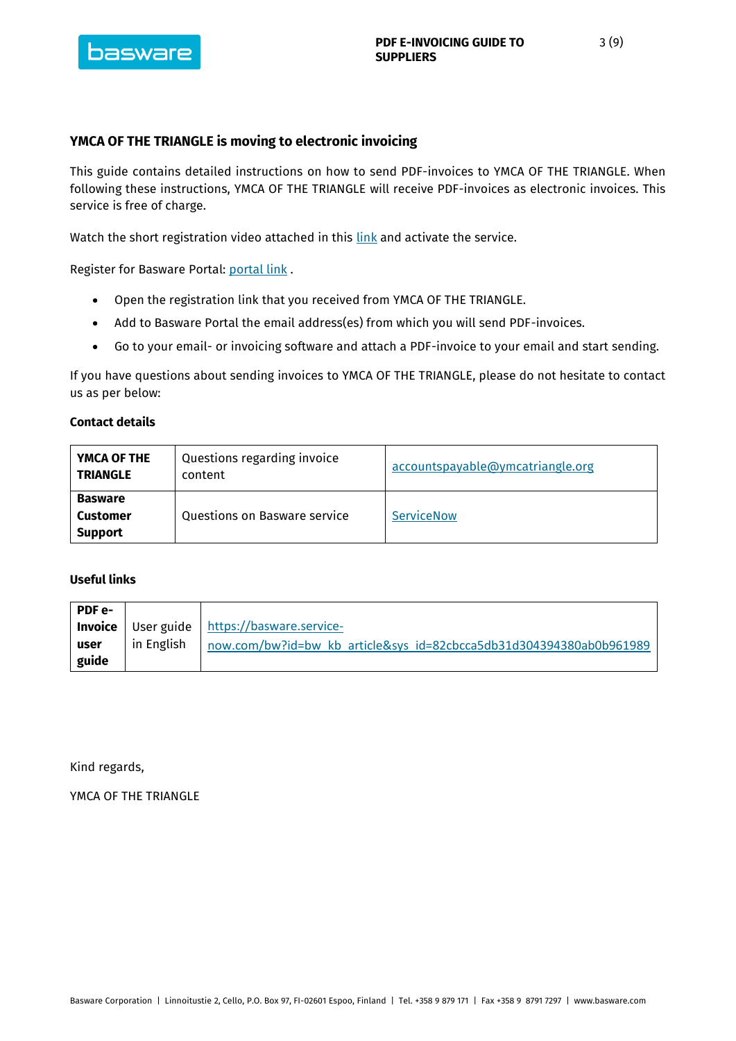## YMCA OF THE TRIANGLE is moving to electronic invoicing

This guide contains detailed instructions on how to send PDF-invoices to YMCA OF THE TRIANGLE. When following these instructions, YMCA OF THE TRIANGLE will receive PDF-invoices as electronic invoices. This service is free of charge.

Watch the short registration video attached in this link and activate the service.

Register for Basware Portal: portal link .

- Open the registration link that you received from YMCA OF THE TRIANGLE.
- Add to Basware Portal the email address(es) from which you will send PDF-invoices.
- Go to your email- or invoicing software and attach a PDF-invoice to your email and start sending.

If you have questions about sending invoices to YMCA OF THE TRIANGLE, please do not hesitate to contact us as per below:

**Contact details**

| | | |
|---|---|---|
| **YMCA OF THE TRIANGLE** | Questions regarding invoice content | accountspayable@ymcatriangle.org |
| **Basware Customer Support** | Questions on Basware service | ServiceNow |

**Useful links**

| | | |
|---|---|---|
| **PDF e-Invoice user guide** | User guide in English | https://basware.service-now.com/bw?id=bw_kb_article&sys_id=82cbcca5db31d304394380ab0b961989 |

Kind regards,

YMCA OF THE TRIANGLE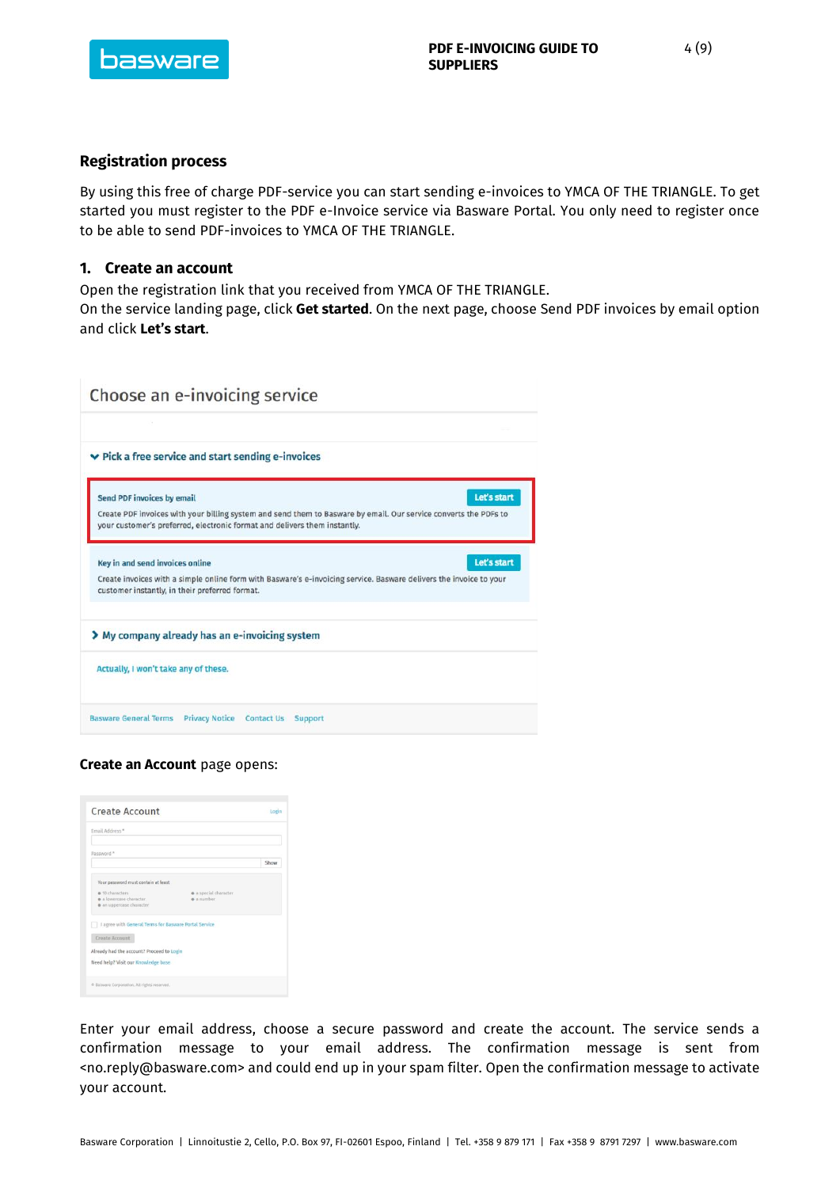## Registration process

By using this free of charge PDF-service you can start sending e-invoices to YMCA OF THE TRIANGLE. To get started you must register to the PDF e-Invoice service via Basware Portal. You only need to register once to be able to send PDF-invoices to YMCA OF THE TRIANGLE.

### 1. Create an account

Open the registration link that you received from YMCA OF THE TRIANGLE.
On the service landing page, click **Get started**. On the next page, choose Send PDF invoices by email option and click **Let's start**.

**Create an Account** page opens:

Enter your email address, choose a secure password and create the account. The service sends a confirmation message to your email address. The confirmation message is sent from <no.reply@basware.com> and could end up in your spam filter. Open the confirmation message to activate your account.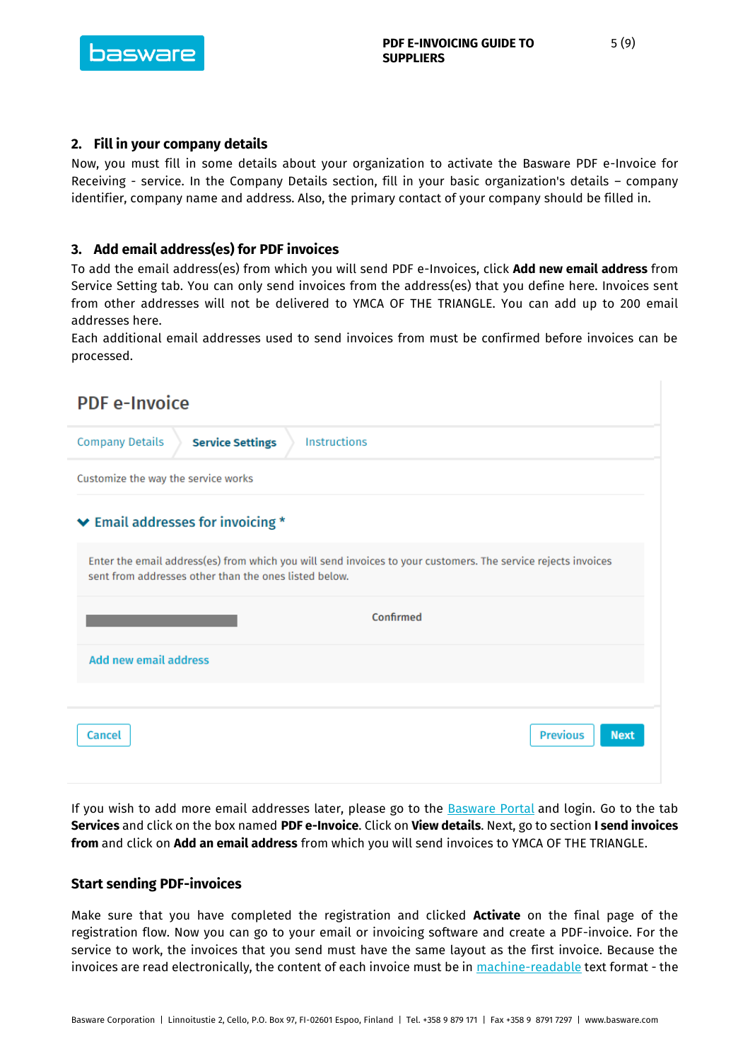## 2. Fill in your company details

Now, you must fill in some details about your organization to activate the Basware PDF e-Invoice for Receiving - service. In the Company Details section, fill in your basic organization's details – company identifier, company name and address. Also, the primary contact of your company should be filled in.

## 3. Add email address(es) for PDF invoices

To add the email address(es) from which you will send PDF e-Invoices, click **Add new email address** from Service Setting tab. You can only send invoices from the address(es) that you define here. Invoices sent from other addresses will not be delivered to YMCA OF THE TRIANGLE. You can add up to 200 email addresses here.

Each additional email addresses used to send invoices from must be confirmed before invoices can be processed.

PDF e-Invoice

Company Details | **Service Settings** | Instructions

Customize the way the service works

**Email addresses for invoicing ***

Enter the email address(es) from which you will send invoices to your customers. The service rejects invoices sent from addresses other than the ones listed below.

Confirmed

Add new email address

Cancel | Previous | Next

If you wish to add more email addresses later, please go to the Basware Portal and login. Go to the tab **Services** and click on the box named **PDF e-Invoice**. Click on **View details**. Next, go to section **I send invoices from** and click on **Add an email address** from which you will send invoices to YMCA OF THE TRIANGLE.

## Start sending PDF-invoices

Make sure that you have completed the registration and clicked **Activate** on the final page of the registration flow. Now you can go to your email or invoicing software and create a PDF-invoice. For the service to work, the invoices that you send must have the same layout as the first invoice. Because the invoices are read electronically, the content of each invoice must be in machine-readable text format - the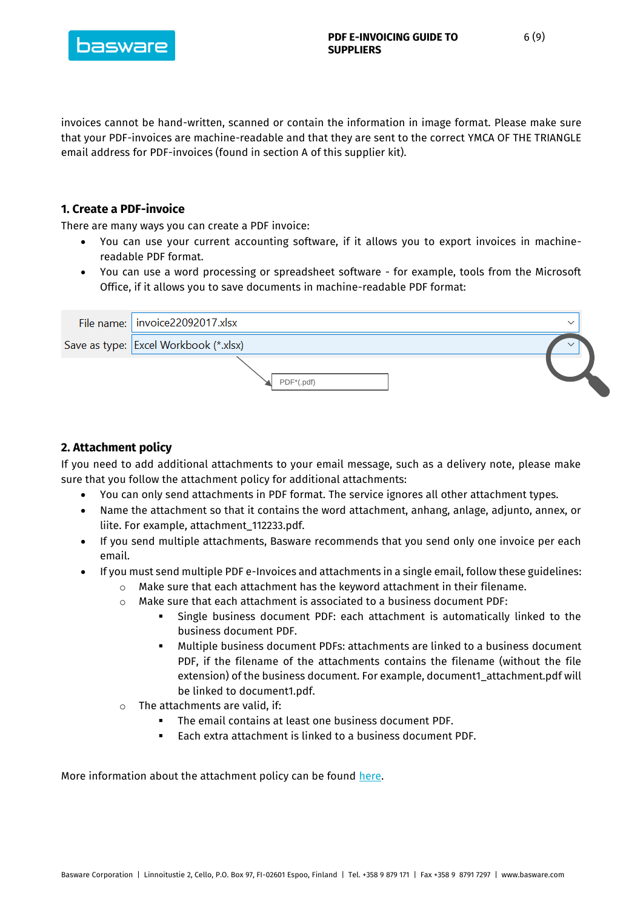invoices cannot be hand-written, scanned or contain the information in image format. Please make sure that your PDF-invoices are machine-readable and that they are sent to the correct YMCA OF THE TRIANGLE email address for PDF-invoices (found in section A of this supplier kit).

## 1. Create a PDF-invoice

There are many ways you can create a PDF invoice:

- You can use your current accounting software, if it allows you to export invoices in machine-readable PDF format.
- You can use a word processing or spreadsheet software - for example, tools from the Microsoft Office, if it allows you to save documents in machine-readable PDF format:

File name: invoice22092017.xlsx
Save as type: Excel Workbook (*.xlsx)
PDF*(.pdf)

## 2. Attachment policy

If you need to add additional attachments to your email message, such as a delivery note, please make sure that you follow the attachment policy for additional attachments:

- You can only send attachments in PDF format. The service ignores all other attachment types.
- Name the attachment so that it contains the word attachment, anhang, anlage, adjunto, annex, or liite. For example, attachment_112233.pdf.
- If you send multiple attachments, Basware recommends that you send only one invoice per each email.
- If you must send multiple PDF e-Invoices and attachments in a single email, follow these guidelines:
  - Make sure that each attachment has the keyword attachment in their filename.
  - Make sure that each attachment is associated to a business document PDF:
    - Single business document PDF: each attachment is automatically linked to the business document PDF.
    - Multiple business document PDFs: attachments are linked to a business document PDF, if the filename of the attachments contains the filename (without the file extension) of the business document. For example, document1_attachment.pdf will be linked to document1.pdf.
  - The attachments are valid, if:
    - The email contains at least one business document PDF.
    - Each extra attachment is linked to a business document PDF.

More information about the attachment policy can be found here.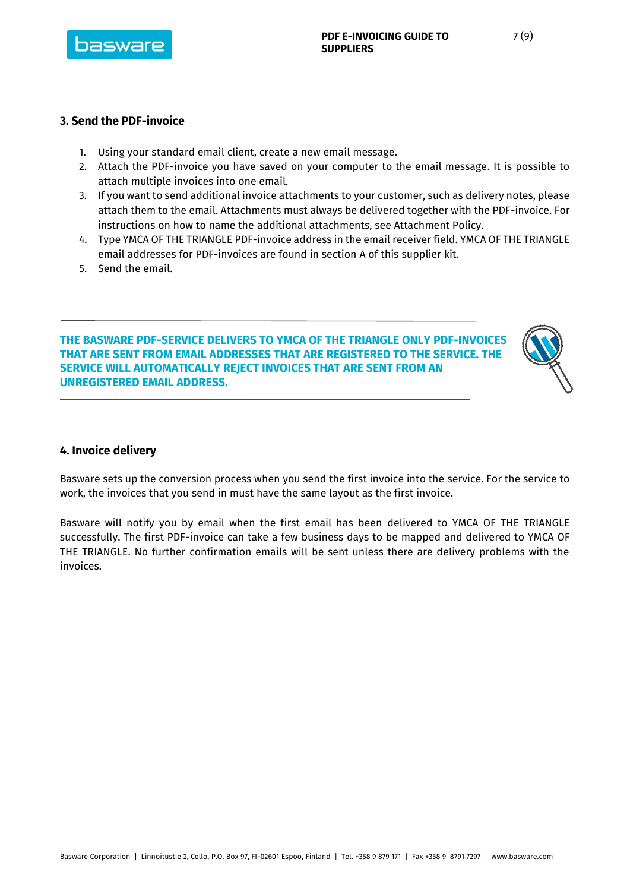### 3. Send the PDF-invoice

1. Using your standard email client, create a new email message.
2. Attach the PDF-invoice you have saved on your computer to the email message. It is possible to attach multiple invoices into one email.
3. If you want to send additional invoice attachments to your customer, such as delivery notes, please attach them to the email. Attachments must always be delivered together with the PDF-invoice. For instructions on how to name the additional attachments, see Attachment Policy.
4. Type YMCA OF THE TRIANGLE PDF-invoice address in the email receiver field. YMCA OF THE TRIANGLE email addresses for PDF-invoices are found in section A of this supplier kit.
5. Send the email.

---

**THE BASWARE PDF-SERVICE DELIVERS TO YMCA OF THE TRIANGLE ONLY PDF-INVOICES THAT ARE SENT FROM EMAIL ADDRESSES THAT ARE REGISTERED TO THE SERVICE. THE SERVICE WILL AUTOMATICALLY REJECT INVOICES THAT ARE SENT FROM AN UNREGISTERED EMAIL ADDRESS.**

---

### 4. Invoice delivery

Basware sets up the conversion process when you send the first invoice into the service. For the service to work, the invoices that you send in must have the same layout as the first invoice.

Basware will notify you by email when the first email has been delivered to YMCA OF THE TRIANGLE successfully. The first PDF-invoice can take a few business days to be mapped and delivered to YMCA OF THE TRIANGLE. No further confirmation emails will be sent unless there are delivery problems with the invoices.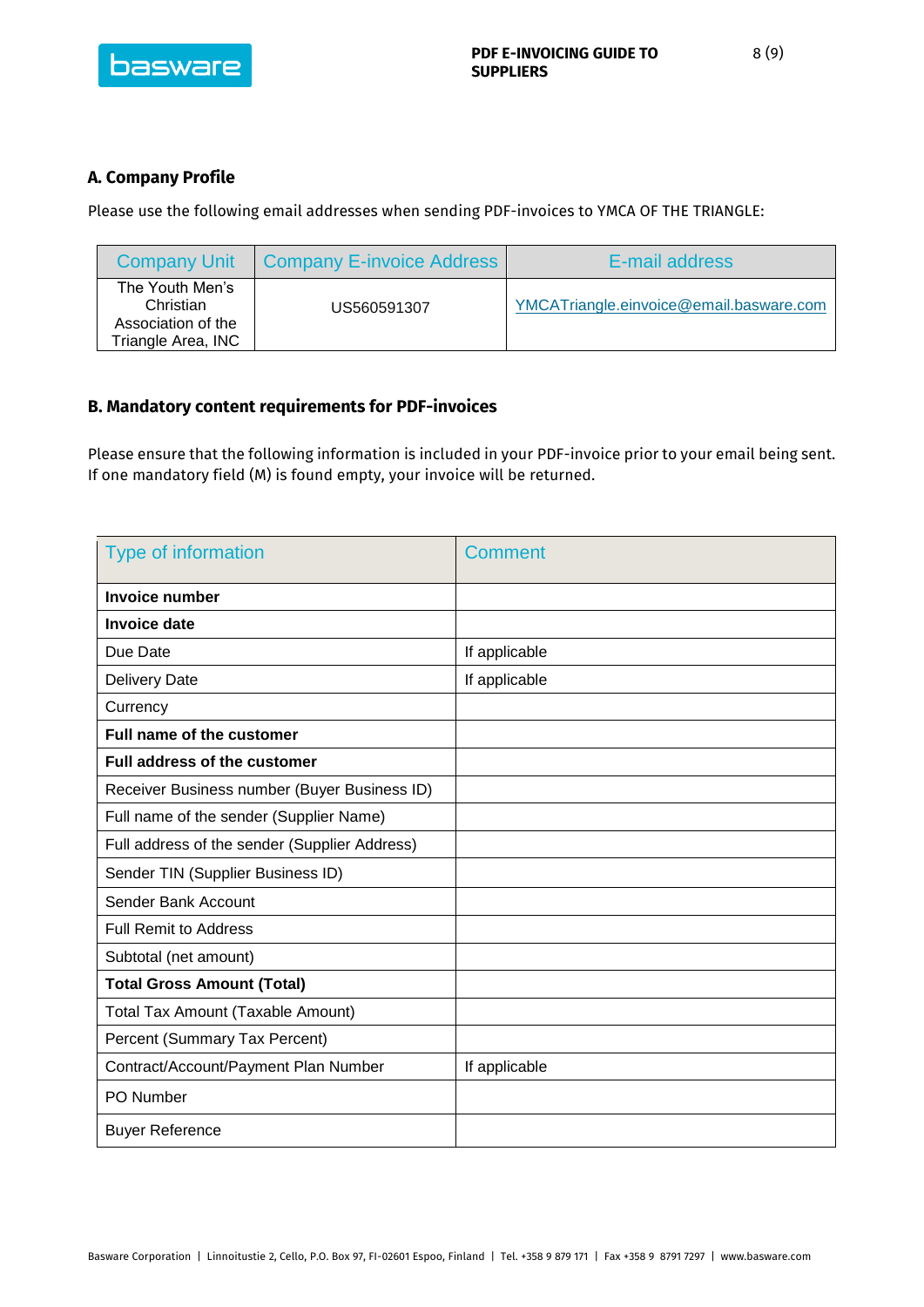## A. Company Profile

Please use the following email addresses when sending PDF-invoices to YMCA OF THE TRIANGLE:

| Company Unit | Company E-invoice Address | E-mail address |
|---|---|---|
| The Youth Men's Christian Association of the Triangle Area, INC | US560591307 | YMCATriangle.einvoice@email.basware.com |

## B. Mandatory content requirements for PDF-invoices

Please ensure that the following information is included in your PDF-invoice prior to your email being sent. If one mandatory field (M) is found empty, your invoice will be returned.

| Type of information | Comment |
|---|---|
| **Invoice number** | |
| **Invoice date** | |
| Due Date | If applicable |
| Delivery Date | If applicable |
| Currency | |
| **Full name of the customer** | |
| **Full address of the customer** | |
| Receiver Business number (Buyer Business ID) | |
| Full name of the sender (Supplier Name) | |
| Full address of the sender (Supplier Address) | |
| Sender TIN (Supplier Business ID) | |
| Sender Bank Account | |
| Full Remit to Address | |
| Subtotal (net amount) | |
| **Total Gross Amount (Total)** | |
| Total Tax Amount (Taxable Amount) | |
| Percent (Summary Tax Percent) | |
| Contract/Account/Payment Plan Number | If applicable |
| PO Number | |
| Buyer Reference | |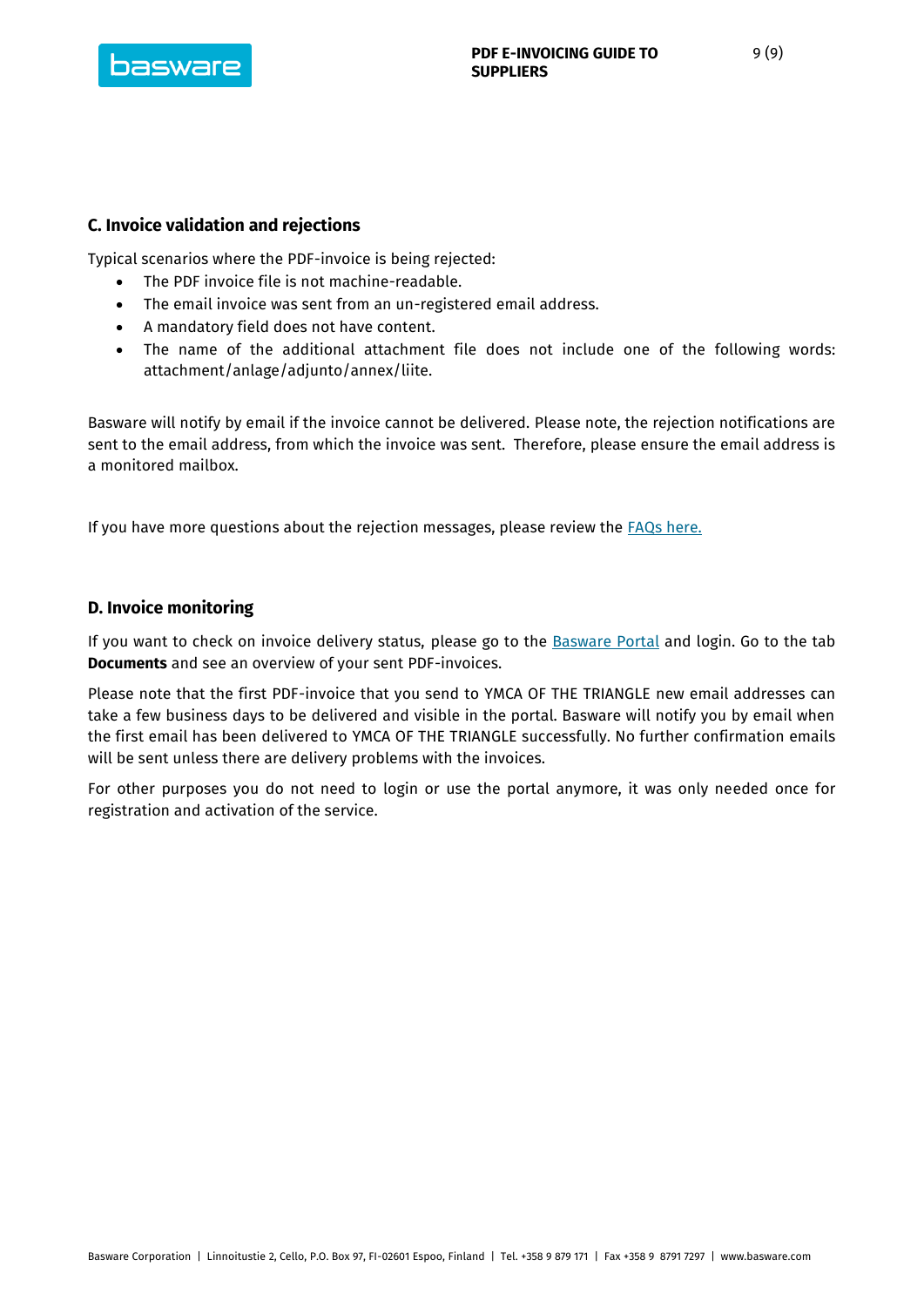## C. Invoice validation and rejections

Typical scenarios where the PDF-invoice is being rejected:

- The PDF invoice file is not machine-readable.
- The email invoice was sent from an un-registered email address.
- A mandatory field does not have content.
- The name of the additional attachment file does not include one of the following words: attachment/anlage/adjunto/annex/liite.

Basware will notify by email if the invoice cannot be delivered. Please note, the rejection notifications are sent to the email address, from which the invoice was sent. Therefore, please ensure the email address is a monitored mailbox.

If you have more questions about the rejection messages, please review the FAQs here.

## D. Invoice monitoring

If you want to check on invoice delivery status, please go to the Basware Portal and login. Go to the tab **Documents** and see an overview of your sent PDF-invoices.

Please note that the first PDF-invoice that you send to YMCA OF THE TRIANGLE new email addresses can take a few business days to be delivered and visible in the portal. Basware will notify you by email when the first email has been delivered to YMCA OF THE TRIANGLE successfully. No further confirmation emails will be sent unless there are delivery problems with the invoices.

For other purposes you do not need to login or use the portal anymore, it was only needed once for registration and activation of the service.